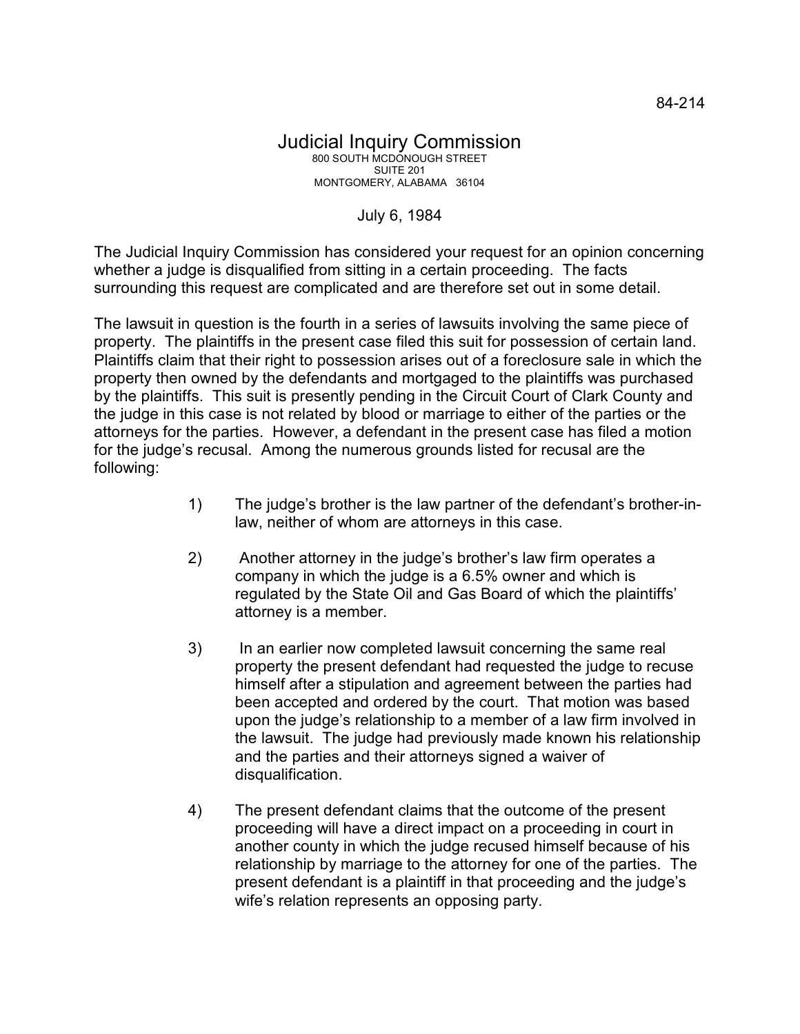84-214

# Judicial Inquiry Commission

800 SOUTH MCDONOUGH STREET
SUITE 201
MONTGOMERY, ALABAMA 36104

July 6, 1984

The Judicial Inquiry Commission has considered your request for an opinion concerning whether a judge is disqualified from sitting in a certain proceeding. The facts surrounding this request are complicated and are therefore set out in some detail.

The lawsuit in question is the fourth in a series of lawsuits involving the same piece of property. The plaintiffs in the present case filed this suit for possession of certain land. Plaintiffs claim that their right to possession arises out of a foreclosure sale in which the property then owned by the defendants and mortgaged to the plaintiffs was purchased by the plaintiffs. This suit is presently pending in the Circuit Court of Clark County and the judge in this case is not related by blood or marriage to either of the parties or the attorneys for the parties. However, a defendant in the present case has filed a motion for the judge's recusal. Among the numerous grounds listed for recusal are the following:

1) The judge's brother is the law partner of the defendant's brother-in-law, neither of whom are attorneys in this case.

2) Another attorney in the judge's brother's law firm operates a company in which the judge is a 6.5% owner and which is regulated by the State Oil and Gas Board of which the plaintiffs' attorney is a member.

3) In an earlier now completed lawsuit concerning the same real property the present defendant had requested the judge to recuse himself after a stipulation and agreement between the parties had been accepted and ordered by the court. That motion was based upon the judge's relationship to a member of a law firm involved in the lawsuit. The judge had previously made known his relationship and the parties and their attorneys signed a waiver of disqualification.

4) The present defendant claims that the outcome of the present proceeding will have a direct impact on a proceeding in court in another county in which the judge recused himself because of his relationship by marriage to the attorney for one of the parties. The present defendant is a plaintiff in that proceeding and the judge's wife's relation represents an opposing party.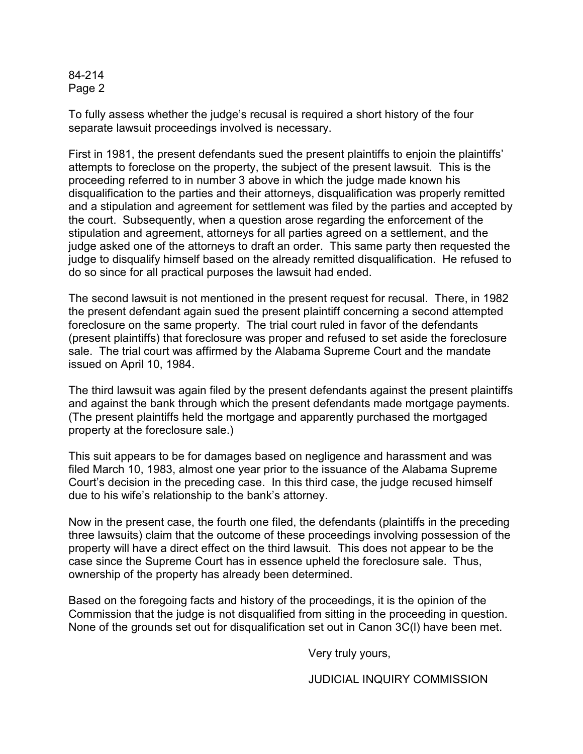To fully assess whether the judge's recusal is required a short history of the four separate lawsuit proceedings involved is necessary.

First in 1981, the present defendants sued the present plaintiffs to enjoin the plaintiffs' attempts to foreclose on the property, the subject of the present lawsuit. This is the proceeding referred to in number 3 above in which the judge made known his disqualification to the parties and their attorneys, disqualification was properly remitted and a stipulation and agreement for settlement was filed by the parties and accepted by the court. Subsequently, when a question arose regarding the enforcement of the stipulation and agreement, attorneys for all parties agreed on a settlement, and the judge asked one of the attorneys to draft an order. This same party then requested the judge to disqualify himself based on the already remitted disqualification. He refused to do so since for all practical purposes the lawsuit had ended.

The second lawsuit is not mentioned in the present request for recusal. There, in 1982 the present defendant again sued the present plaintiff concerning a second attempted foreclosure on the same property. The trial court ruled in favor of the defendants (present plaintiffs) that foreclosure was proper and refused to set aside the foreclosure sale. The trial court was affirmed by the Alabama Supreme Court and the mandate issued on April 10, 1984.

The third lawsuit was again filed by the present defendants against the present plaintiffs and against the bank through which the present defendants made mortgage payments. (The present plaintiffs held the mortgage and apparently purchased the mortgaged property at the foreclosure sale.)

This suit appears to be for damages based on negligence and harassment and was filed March 10, 1983, almost one year prior to the issuance of the Alabama Supreme Court's decision in the preceding case. In this third case, the judge recused himself due to his wife's relationship to the bank's attorney.

Now in the present case, the fourth one filed, the defendants (plaintiffs in the preceding three lawsuits) claim that the outcome of these proceedings involving possession of the property will have a direct effect on the third lawsuit. This does not appear to be the case since the Supreme Court has in essence upheld the foreclosure sale. Thus, ownership of the property has already been determined.

Based on the foregoing facts and history of the proceedings, it is the opinion of the Commission that the judge is not disqualified from sitting in the proceeding in question. None of the grounds set out for disqualification set out in Canon 3C(l) have been met.

Very truly yours,

JUDICIAL INQUIRY COMMISSION